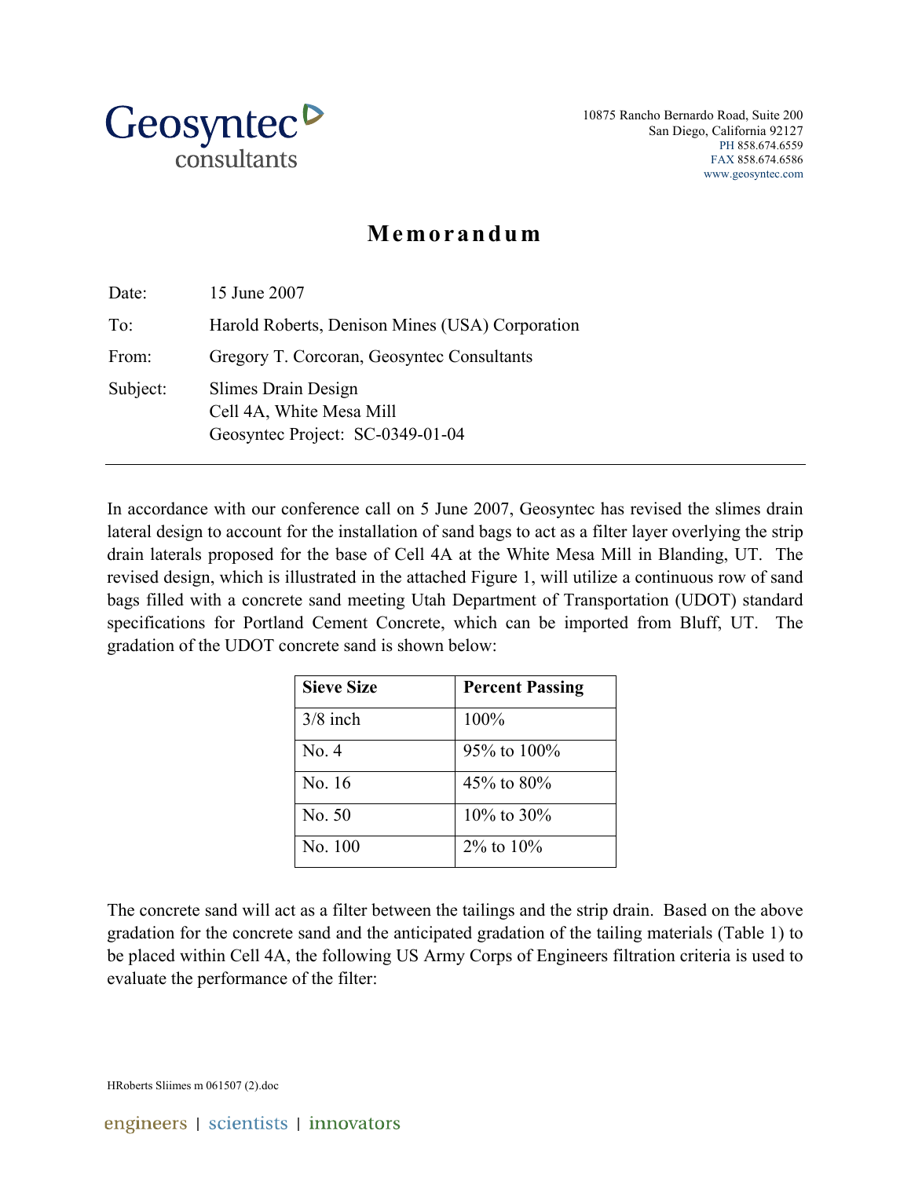Geosyntec consultants

10875 Rancho Bernardo Road, Suite 200
San Diego, California 92127
PH 858.674.6559
FAX 858.674.6586
www.geosyntec.com

# Memorandum

| | |
|---|---|
| Date: | 15 June 2007 |
| To: | Harold Roberts, Denison Mines (USA) Corporation |
| From: | Gregory T. Corcoran, Geosyntec Consultants |
| Subject: | Slimes Drain Design<br>Cell 4A, White Mesa Mill<br>Geosyntec Project: SC-0349-01-04 |

---

In accordance with our conference call on 5 June 2007, Geosyntec has revised the slimes drain lateral design to account for the installation of sand bags to act as a filter layer overlying the strip drain laterals proposed for the base of Cell 4A at the White Mesa Mill in Blanding, UT. The revised design, which is illustrated in the attached Figure 1, will utilize a continuous row of sand bags filled with a concrete sand meeting Utah Department of Transportation (UDOT) standard specifications for Portland Cement Concrete, which can be imported from Bluff, UT. The gradation of the UDOT concrete sand is shown below:

| Sieve Size | Percent Passing |
|---|---|
| 3/8 inch | 100% |
| No. 4 | 95% to 100% |
| No. 16 | 45% to 80% |
| No. 50 | 10% to 30% |
| No. 100 | 2% to 10% |

The concrete sand will act as a filter between the tailings and the strip drain. Based on the above gradation for the concrete sand and the anticipated gradation of the tailing materials (Table 1) to be placed within Cell 4A, the following US Army Corps of Engineers filtration criteria is used to evaluate the performance of the filter: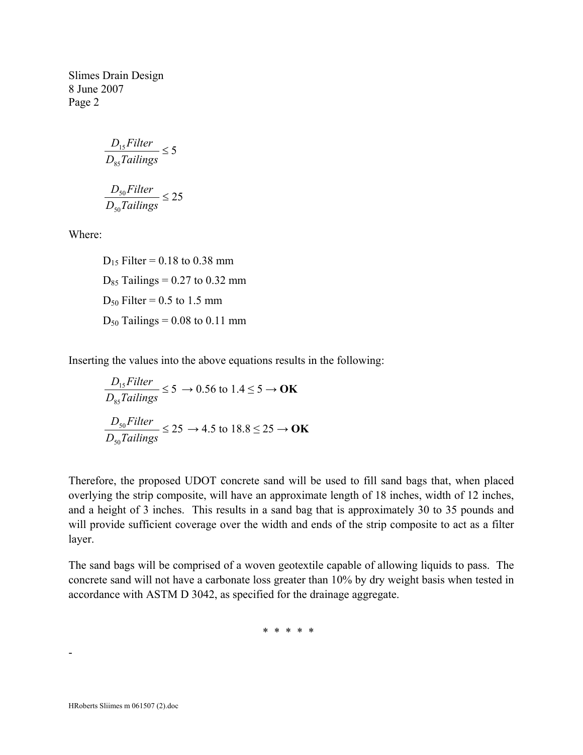$$\frac{D_{15}Filter}{D_{85}Tailings} \leq 5$$

$$\frac{D_{50}Filter}{D_{50}Tailings} \leq 25$$

Where:

$D_{15}$ Filter = 0.18 to 0.38 mm

$D_{85}$ Tailings = 0.27 to 0.32 mm

$D_{50}$ Filter = 0.5 to 1.5 mm

$D_{50}$ Tailings = 0.08 to 0.11 mm

Inserting the values into the above equations results in the following:

$$\frac{D_{15}Filter}{D_{85}Tailings} \leq 5 \rightarrow 0.56 \text{ to } 1.4 \leq 5 \rightarrow \textbf{OK}$$

$$\frac{D_{50}Filter}{D_{50}Tailings} \leq 25 \rightarrow 4.5 \text{ to } 18.8 \leq 25 \rightarrow \textbf{OK}$$

Therefore, the proposed UDOT concrete sand will be used to fill sand bags that, when placed overlying the strip composite, will have an approximate length of 18 inches, width of 12 inches, and a height of 3 inches. This results in a sand bag that is approximately 30 to 35 pounds and will provide sufficient coverage over the width and ends of the strip composite to act as a filter layer.

The sand bags will be comprised of a woven geotextile capable of allowing liquids to pass. The concrete sand will not have a carbonate loss greater than 10% by dry weight basis when tested in accordance with ASTM D 3042, as specified for the drainage aggregate.

\* \* \* \* \*